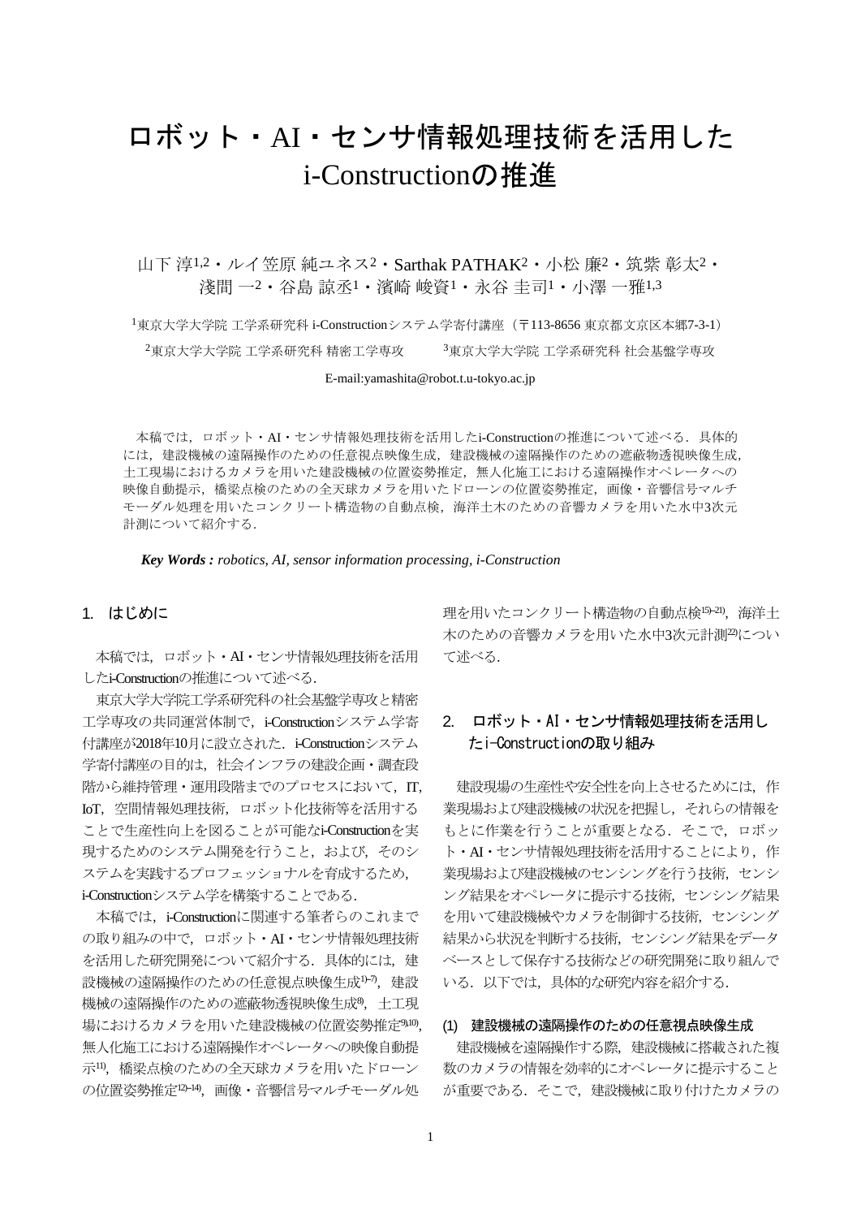# ロボット・AI・センサ情報処理技術を活用した i-Constructionの推進

山下 淳[1,2]・ルイ笠原 純ユネス[2]・Sarthak PATHAK[2]・小松 廉[2]・筑紫 彰太[2]・淺間 一[2]・谷島 諒丞[1]・濱崎 峻資[1]・永谷 圭司[1]・小澤 一雅[1,3]

[1]東京大学大学院 工学系研究科 i-Constructionシステム学寄付講座（〒113-8656 東京都文京区本郷7-3-1）

[2]東京大学大学院 工学系研究科 精密工学専攻　　[3]東京大学大学院 工学系研究科 社会基盤学専攻

E-mail:yamashita@robot.t.u-tokyo.ac.jp

本稿では，ロボット・AI・センサ情報処理技術を活用したi-Constructionの推進について述べる．具体的には，建設機械の遠隔操作のための任意視点映像生成，建設機械の遠隔操作のための遮蔽物透視映像生成，土工現場におけるカメラを用いた建設機械の位置姿勢推定，無人化施工における遠隔操作オペレータへの映像自動提示，橋梁点検のための全天球カメラを用いたドローンの位置姿勢推定，画像・音響信号マルチモーダル処理を用いたコンクリート構造物の自動点検，海洋土木のための音響カメラを用いた水中3次元計測について紹介する．

***Key Words :** robotics, AI, sensor information processing, i-Construction*

## 1. はじめに

本稿では，ロボット・AI・センサ情報処理技術を活用したi-Constructionの推進について述べる．

東京大学大学院工学系研究科の社会基盤学専攻と精密工学専攻の共同運営体制で，i-Constructionシステム学寄付講座が2018年10月に設立された．i-Constructionシステム学寄付講座の目的は，社会インフラの建設企画・調査段階から維持管理・運用段階までのプロセスにおいて，IT, IoT，空間情報処理技術，ロボット化技術等を活用することで生産性向上を図ることが可能なi-Constructionを実現するためのシステム開発を行うこと，および，そのシステムを実践するプロフェッショナルを育成するため，i-Constructionシステム学を構築することである．

本稿では，i-Constructionに関連する筆者らのこれまでの取り組みの中で，ロボット・AI・センサ情報処理技術を活用した研究開発について紹介する．具体的には，建設機械の遠隔操作のための任意視点映像生成[1)-7)]，建設機械の遠隔操作のための遮蔽物透視映像生成[8)]，土工現場におけるカメラを用いた建設機械の位置姿勢推定[9),10)]，無人化施工における遠隔操作オペレータへの映像自動提示[11)]，橋梁点検のための全天球カメラを用いたドローンの位置姿勢推定[12)-14)]，画像・音響信号マルチモーダル処理を用いたコンクリート構造物の自動点検[15)-21)]，海洋土木のための音響カメラを用いた水中3次元計測[22)]について述べる．

## 2. ロボット・AI・センサ情報処理技術を活用したi-Constructionの取り組み

建設現場の生産性や安全性を向上させるためには，作業現場および建設機械の状況を把握し，それらの情報をもとに作業を行うことが重要となる．そこで，ロボット・AI・センサ情報処理技術を活用することにより，作業現場および建設機械のセンシングを行う技術，センシング結果をオペレータに提示する技術，センシング結果を用いて建設機械やカメラを制御する技術，センシング結果から状況を判断する技術，センシング結果をデータベースとして保存する技術などの研究開発に取り組んでいる．以下で，具体的な研究内容を紹介する．

### (1) 建設機械の遠隔操作のための任意視点映像生成

建設機械を遠隔操作する際，建設機械に搭載された複数のカメラの情報を効率的にオペレータに提示することが重要である．そこで，建設機械に取り付けたカメラの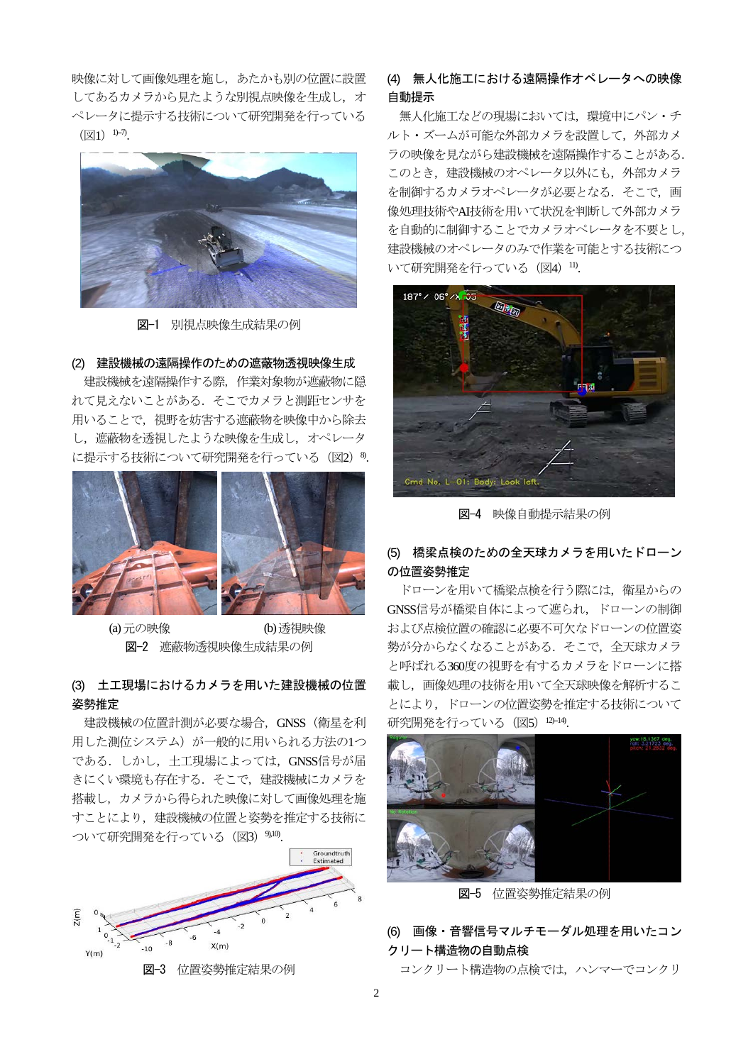映像に対して画像処理を施し，あたかも別の位置に設置してあるカメラから見たような別視点映像を生成し，オペレータに提示する技術について研究開発を行っている（図1）[1)-7)]．

図-1　別視点映像生成結果の例

### (2)　建設機械の遠隔操作のための遮蔽物透視映像生成

建設機械を遠隔操作する際，作業対象物が遮蔽物に隠れて見えないことがある．そこでカメラと測距センサを用いることで，視野を妨害する遮蔽物を映像中から除去し，遮蔽物を透視したような映像を生成し，オペレータに提示する技術について研究開発を行っている（図2）[8)]．

(a) 元の映像　　(b) 透視映像

図-2　遮蔽物透視映像生成結果の例

### (3)　土工現場におけるカメラを用いた建設機械の位置姿勢推定

建設機械の位置計測が必要な場合，GNSS（衛星を利用した測位システム）が一般的に用いられる方法の1つである．しかし，土工現場によっては，GNSS信号が届きにくい環境も存在する．そこで，建設機械にカメラを搭載し，カメラから得られた映像に対して画像処理を施すことにより，建設機械の位置と姿勢を推定する技術について研究開発を行っている（図3）[9),10)]．

図-3　位置姿勢推定結果の例

### (4)　無人化施工における遠隔操作オペレータへの映像自動提示

無人化施工などの現場においては，環境中にパン・チルト・ズームが可能な外部カメラを設置して，外部カメラの映像を見ながら建設機械を遠隔操作することがある．このとき，建設機械のオペレータ以外にも，外部カメラを制御するカメラオペレータが必要となる．そこで，画像処理技術やAI技術を用いて状況を判断して外部カメラを自動的に制御することでカメラオペレータを不要とし，建設機械のオペレータのみで作業を可能とする技術について研究開発を行っている（図4）[11)]．

図-4　映像自動提示結果の例

### (5)　橋梁点検のための全天球カメラを用いたドローンの位置姿勢推定

ドローンを用いて橋梁点検を行う際には，衛星からのGNSS信号が橋梁自体によって遮られ，ドローンの制御および点検位置の確認に必要不可欠なドローンの位置姿勢が分からなくなることがある．そこで，全天球カメラと呼ばれる360度の視野を有するカメラをドローンに搭載し，画像処理の技術を用いて全天球映像を解析することにより，ドローンの位置姿勢を推定する技術について研究開発を行っている（図5）[12)-14)]．

図-5　位置姿勢推定結果の例

### (6)　画像・音響信号マルチモーダル処理を用いたコンクリート構造物の自動点検

コンクリート構造物の点検では，ハンマーでコンクリ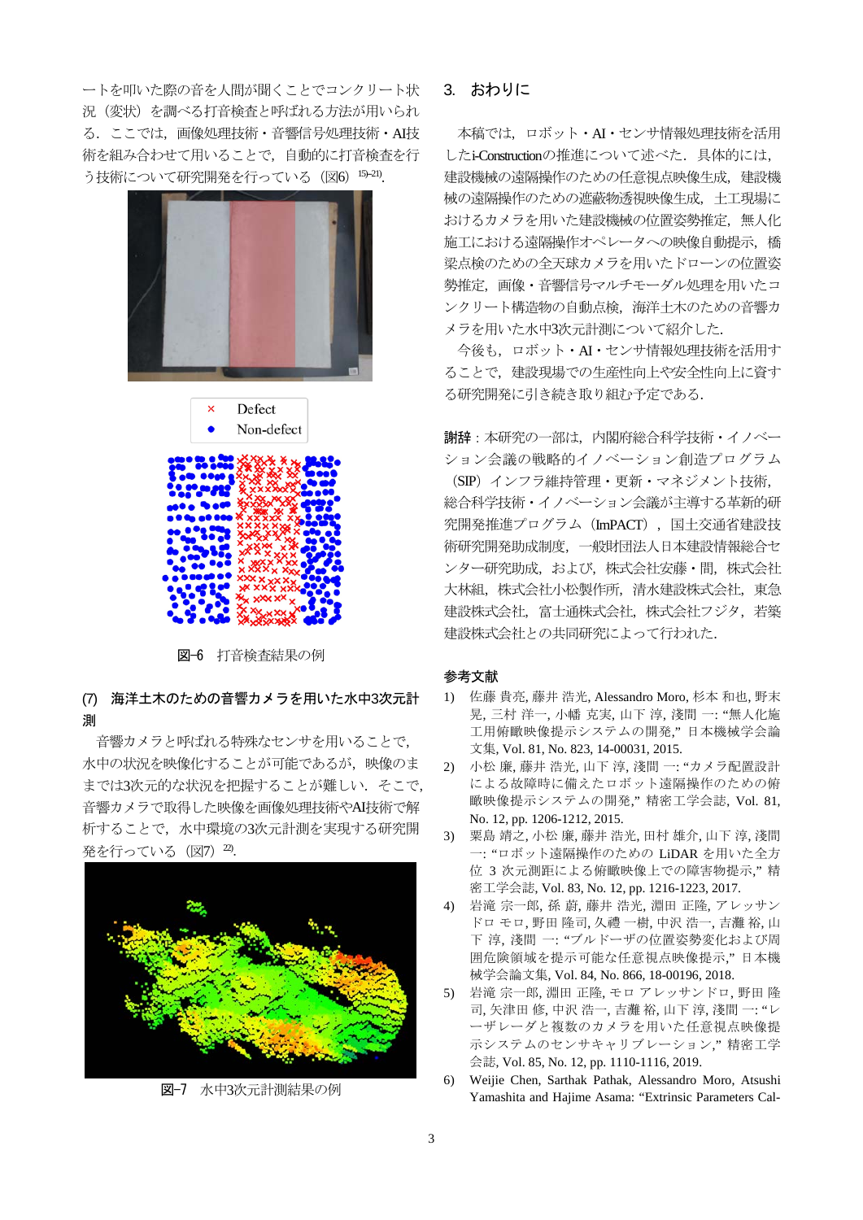ートを叩いた際の音を人間が聞くことでコンクリート状況（変状）を調べる打音検査と呼ばれる方法が用いられる．ここでは，画像処理技術・音響信号処理技術・AI技術を組み合わせて用いることで，自動的に打音検査を行う技術について研究開発を行っている（図6）[15-21]．

図-6　打音検査結果の例

### (7)　海洋土木のための音響カメラを用いた水中3次元計測

音響カメラと呼ばれる特殊なセンサを用いることで，水中の状況を映像化することが可能であるが，映像のままでは3次元的な状況を把握することが難しい．そこで，音響カメラで取得した映像を画像処理技術やAI技術で解析することで，水中環境の3次元計測を実現する研究開発を行っている（図7）[22]．

図-7　水中3次元計測結果の例

## 3.　おわりに

本稿では，ロボット・AI・センサ情報処理技術を活用したi-Constructionの推進について述べた．具体的には，建設機械の遠隔操作のための任意視点映像生成，建設機械の遠隔操作のための遮蔽物透視映像生成，土工現場におけるカメラを用いた建設機械の位置姿勢推定，無人化施工における遠隔操作オペレータへの映像自動提示，橋梁点検のための全天球カメラを用いたドローンの位置姿勢推定，画像・音響信号マルチモーダル処理を用いたコンクリート構造物の自動点検，海洋土木のための音響カメラを用いた水中3次元計測について紹介した．

今後も，ロボット・AI・センサ情報処理技術を活用することで，建設現場での生産性向上や安全性向上に資する研究開発に引き続き取り組む予定である．

**謝辞**：本研究の一部は，内閣府総合科学技術・イノベーション会議の戦略的イノベーション創造プログラム（SIP）インフラ維持管理・更新・マネジメント技術，総合科学技術・イノベーション会議が主導する革新的研究開発推進プログラム（ImPACT），国土交通省建設技術研究開発助成制度，一般財団法人日本建設情報総合センター研究助成，および，株式会社安藤・間，株式会社大林組，株式会社小松製作所，清水建設株式会社，東急建設株式会社，富士通株式会社，株式会社フジタ，若築建設株式会社との共同研究によって行われた．

**参考文献**

1) 佐藤 貴亮, 藤井 浩光, Alessandro Moro, 杉本 和也, 野末 晃, 三村 洋一, 小幡 克実, 山下 淳, 淺間 一: "無人化施工用俯瞰映像提示システムの開発," 日本機械学会論文集, Vol. 81, No. 823, 14-00031, 2015.
2) 小松 廉, 藤井 浩光, 山下 淳, 淺間 一: "カメラ配置設計による故障時に備えたロボット遠隔操作のための俯瞰映像提示システムの開発," 精密工学会誌, Vol. 81, No. 12, pp. 1206-1212, 2015.
3) 粟島 靖之, 小松 廉, 藤井 浩光, 田村 雄介, 山下 淳, 淺間 一: "ロボット遠隔操作のための LiDAR を用いた全方位 3 次元測距による俯瞰映像上での障害物提示," 精密工学会誌, Vol. 83, No. 12, pp. 1216-1223, 2017.
4) 岩滝 宗一郎, 孫 蔚, 藤井 浩光, 淵田 正隆, アレッサンドロ モロ, 野田 隆司, 久禮 一樹, 中沢 浩一, 吉灘 裕, 山下 淳, 淺間 一: "ブルドーザの位置姿勢変化および周囲危険領域を提示可能な任意視点映像提示," 日本機械学会論文集, Vol. 84, No. 866, 18-00196, 2018.
5) 岩滝 宗一郎, 淵田 正隆, モロ アレッサンドロ, 野田 隆司, 矢津田 修, 中沢 浩一, 吉灘 裕, 山下 淳, 淺間 一: "レーザレーダと複数のカメラを用いた任意視点映像提示システムのセンサキャリブレーション," 精密工学会誌, Vol. 85, No. 12, pp. 1110-1116, 2019.
6) Weijie Chen, Sarthak Pathak, Alessandro Moro, Atsushi Yamashita and Hajime Asama: "Extrinsic Parameters Cal-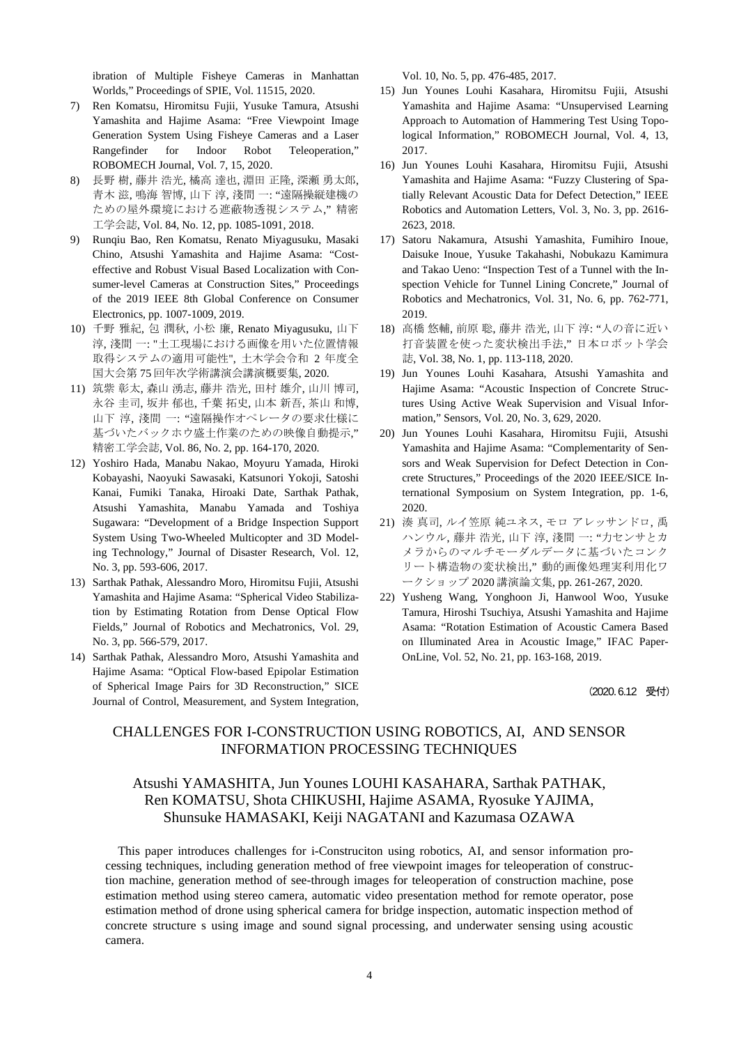ibration of Multiple Fisheye Cameras in Manhattan Worlds," Proceedings of SPIE, Vol. 11515, 2020.

7) Ren Komatsu, Hiromitsu Fujii, Yusuke Tamura, Atsushi Yamashita and Hajime Asama: "Free Viewpoint Image Generation System Using Fisheye Cameras and a Laser Rangefinder for Indoor Robot Teleoperation," ROBOMECH Journal, Vol. 7, 15, 2020.

8) 長野 樹, 藤井 浩光, 橘高 達也, 淵田 正隆, 深瀬 勇太郎, 青木 滋, 鳴海 智博, 山下 淳, 淺間 一: "遠隔操縦建機のための屋外環境における遮蔽物透視システム," 精密工学会誌, Vol. 84, No. 12, pp. 1085-1091, 2018.

9) Runqiu Bao, Ren Komatsu, Renato Miyagusuku, Masaki Chino, Atsushi Yamashita and Hajime Asama: "Cost-effective and Robust Visual Based Localization with Consumer-level Cameras at Construction Sites," Proceedings of the 2019 IEEE 8th Global Conference on Consumer Electronics, pp. 1007-1009, 2019.

10) 千野 雅紀, 包 潤秋, 小松 廉, Renato Miyagusuku, 山下 淳, 淺間 一: "土工現場における画像を用いた位置情報取得システムの適用可能性", 土木学会令和 2 年度全国大会第 75 回年次学術講演会講演概要集, 2020.

11) 筑紫 彰太, 森山 湧志, 藤井 浩光, 田村 雄介, 山川 博司, 永谷 圭司, 坂井 郁也, 千葉 拓史, 山本 新吾, 茶山 和博, 山下 淳, 淺間 一: "遠隔操作オペレータの要求仕様に基づいたバックホウ盛土作業のための映像自動提示," 精密工学会誌, Vol. 86, No. 2, pp. 164-170, 2020.

12) Yoshiro Hada, Manabu Nakao, Moyuru Yamada, Hiroki Kobayashi, Naoyuki Sawasaki, Katsunori Yokoji, Satoshi Kanai, Fumiki Tanaka, Hiroaki Date, Sarthak Pathak, Atsushi Yamashita, Manabu Yamada and Toshiya Sugawara: "Development of a Bridge Inspection Support System Using Two-Wheeled Multicopter and 3D Modeling Technology," Journal of Disaster Research, Vol. 12, No. 3, pp. 593-606, 2017.

13) Sarthak Pathak, Alessandro Moro, Hiromitsu Fujii, Atsushi Yamashita and Hajime Asama: "Spherical Video Stabilization by Estimating Rotation from Dense Optical Flow Fields," Journal of Robotics and Mechatronics, Vol. 29, No. 3, pp. 566-579, 2017.

14) Sarthak Pathak, Alessandro Moro, Atsushi Yamashita and Hajime Asama: "Optical Flow-based Epipolar Estimation of Spherical Image Pairs for 3D Reconstruction," SICE Journal of Control, Measurement, and System Integration, Vol. 10, No. 5, pp. 476-485, 2017.

15) Jun Younes Louhi Kasahara, Hiromitsu Fujii, Atsushi Yamashita and Hajime Asama: "Unsupervised Learning Approach to Automation of Hammering Test Using Topological Information," ROBOMECH Journal, Vol. 4, 13, 2017.

16) Jun Younes Louhi Kasahara, Hiromitsu Fujii, Atsushi Yamashita and Hajime Asama: "Fuzzy Clustering of Spatially Relevant Acoustic Data for Defect Detection," IEEE Robotics and Automation Letters, Vol. 3, No. 3, pp. 2616-2623, 2018.

17) Satoru Nakamura, Atsushi Yamashita, Fumihiro Inoue, Daisuke Inoue, Yusuke Takahashi, Nobukazu Kamimura and Takao Ueno: "Inspection Test of a Tunnel with the Inspection Vehicle for Tunnel Lining Concrete," Journal of Robotics and Mechatronics, Vol. 31, No. 6, pp. 762-771, 2019.

18) 高橋 悠輔, 前原 聡, 藤井 浩光, 山下 淳: "人の音に近い打音装置を使った変状検出手法," 日本ロボット学会誌, Vol. 38, No. 1, pp. 113-118, 2020.

19) Jun Younes Louhi Kasahara, Atsushi Yamashita and Hajime Asama: "Acoustic Inspection of Concrete Structures Using Active Weak Supervision and Visual Information," Sensors, Vol. 20, No. 3, 629, 2020.

20) Jun Younes Louhi Kasahara, Hiromitsu Fujii, Atsushi Yamashita and Hajime Asama: "Complementarity of Sensors and Weak Supervision for Defect Detection in Concrete Structures," Proceedings of the 2020 IEEE/SICE International Symposium on System Integration, pp. 1-6, 2020.

21) 湊 真司, ルイ笠原 純ユネス, モロ アレッサンドロ, 禹 ハンウル, 藤井 浩光, 山下 淳, 淺間 一: "力センサとカメラからのマルチモーダルデータに基づいたコンクリート構造物の変状検出," 動的画像処理実利用化ワークショップ 2020 講演論文集, pp. 261-267, 2020.

22) Yusheng Wang, Yonghoon Ji, Hanwool Woo, Yusuke Tamura, Hiroshi Tsuchiya, Atsushi Yamashita and Hajime Asama: "Rotation Estimation of Acoustic Camera Based on Illuminated Area in Acoustic Image," IFAC PaperOnLine, Vol. 52, No. 21, pp. 163-168, 2019.

(2020. 6.12 受付)

## CHALLENGES FOR I-CONSTRUCTION USING ROBOTICS, AI, AND SENSOR INFORMATION PROCESSING TECHNIQUES

### Atsushi YAMASHITA, Jun Younes LOUHI KASAHARA, Sarthak PATHAK, Ren KOMATSU, Shota CHIKUSHI, Hajime ASAMA, Ryosuke YAJIMA, Shunsuke HAMASAKI, Keiji NAGATANI and Kazumasa OZAWA

This paper introduces challenges for i-Construciton using robotics, AI, and sensor information processing techniques, including generation method of free viewpoint images for teleoperation of construction machine, generation method of see-through images for teleoperation of construction machine, pose estimation method using stereo camera, automatic video presentation method for remote operator, pose estimation method of drone using spherical camera for bridge inspection, automatic inspection method of concrete structure s using image and sound signal processing, and underwater sensing using acoustic camera.